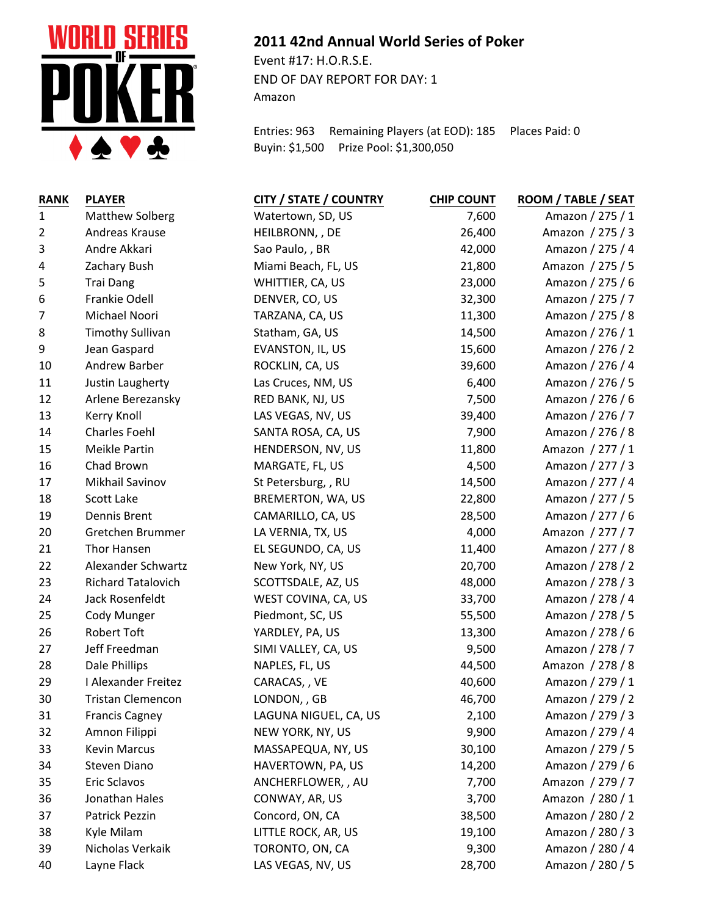# 2011 42nd Annual World Series of Poker

Event #17: H.O.R.S.E.
END OF DAY REPORT FOR DAY: 1
Amazon

Entries: 963 Remaining Players (at EOD): 185 Places Paid: 0
Buyin: $1,500 Prize Pool: $1,300,050

| RANK | PLAYER | CITY / STATE / COUNTRY | CHIP COUNT | ROOM / TABLE / SEAT |
|---|---|---|---|---|
| 1 | Matthew Solberg | Watertown, SD, US | 7,600 | Amazon / 275 / 1 |
| 2 | Andreas Krause | HEILBRONN, , DE | 26,400 | Amazon / 275 / 3 |
| 3 | Andre Akkari | Sao Paulo, , BR | 42,000 | Amazon / 275 / 4 |
| 4 | Zachary Bush | Miami Beach, FL, US | 21,800 | Amazon / 275 / 5 |
| 5 | Trai Dang | WHITTIER, CA, US | 23,000 | Amazon / 275 / 6 |
| 6 | Frankie Odell | DENVER, CO, US | 32,300 | Amazon / 275 / 7 |
| 7 | Michael Noori | TARZANA, CA, US | 11,300 | Amazon / 275 / 8 |
| 8 | Timothy Sullivan | Statham, GA, US | 14,500 | Amazon / 276 / 1 |
| 9 | Jean Gaspard | EVANSTON, IL, US | 15,600 | Amazon / 276 / 2 |
| 10 | Andrew Barber | ROCKLIN, CA, US | 39,600 | Amazon / 276 / 4 |
| 11 | Justin Laugherty | Las Cruces, NM, US | 6,400 | Amazon / 276 / 5 |
| 12 | Arlene Berezansky | RED BANK, NJ, US | 7,500 | Amazon / 276 / 6 |
| 13 | Kerry Knoll | LAS VEGAS, NV, US | 39,400 | Amazon / 276 / 7 |
| 14 | Charles Foehl | SANTA ROSA, CA, US | 7,900 | Amazon / 276 / 8 |
| 15 | Meikle Partin | HENDERSON, NV, US | 11,800 | Amazon / 277 / 1 |
| 16 | Chad Brown | MARGATE, FL, US | 4,500 | Amazon / 277 / 3 |
| 17 | Mikhail Savinov | St Petersburg, , RU | 14,500 | Amazon / 277 / 4 |
| 18 | Scott Lake | BREMERTON, WA, US | 22,800 | Amazon / 277 / 5 |
| 19 | Dennis Brent | CAMARILLO, CA, US | 28,500 | Amazon / 277 / 6 |
| 20 | Gretchen Brummer | LA VERNIA, TX, US | 4,000 | Amazon / 277 / 7 |
| 21 | Thor Hansen | EL SEGUNDO, CA, US | 11,400 | Amazon / 277 / 8 |
| 22 | Alexander Schwartz | New York, NY, US | 20,700 | Amazon / 278 / 2 |
| 23 | Richard Tatalovich | SCOTTSDALE, AZ, US | 48,000 | Amazon / 278 / 3 |
| 24 | Jack Rosenfeldt | WEST COVINA, CA, US | 33,700 | Amazon / 278 / 4 |
| 25 | Cody Munger | Piedmont, SC, US | 55,500 | Amazon / 278 / 5 |
| 26 | Robert Toft | YARDLEY, PA, US | 13,300 | Amazon / 278 / 6 |
| 27 | Jeff Freedman | SIMI VALLEY, CA, US | 9,500 | Amazon / 278 / 7 |
| 28 | Dale Phillips | NAPLES, FL, US | 44,500 | Amazon / 278 / 8 |
| 29 | I Alexander Freitez | CARACAS, , VE | 40,600 | Amazon / 279 / 1 |
| 30 | Tristan Clemencon | LONDON, , GB | 46,700 | Amazon / 279 / 2 |
| 31 | Francis Cagney | LAGUNA NIGUEL, CA, US | 2,100 | Amazon / 279 / 3 |
| 32 | Amnon Filippi | NEW YORK, NY, US | 9,900 | Amazon / 279 / 4 |
| 33 | Kevin Marcus | MASSAPEQUA, NY, US | 30,100 | Amazon / 279 / 5 |
| 34 | Steven Diano | HAVERTOWN, PA, US | 14,200 | Amazon / 279 / 6 |
| 35 | Eric Sclavos | ANCHERFLOWER, , AU | 7,700 | Amazon / 279 / 7 |
| 36 | Jonathan Hales | CONWAY, AR, US | 3,700 | Amazon / 280 / 1 |
| 37 | Patrick Pezzin | Concord, ON, CA | 38,500 | Amazon / 280 / 2 |
| 38 | Kyle Milam | LITTLE ROCK, AR, US | 19,100 | Amazon / 280 / 3 |
| 39 | Nicholas Verkaik | TORONTO, ON, CA | 9,300 | Amazon / 280 / 4 |
| 40 | Layne Flack | LAS VEGAS, NV, US | 28,700 | Amazon / 280 / 5 |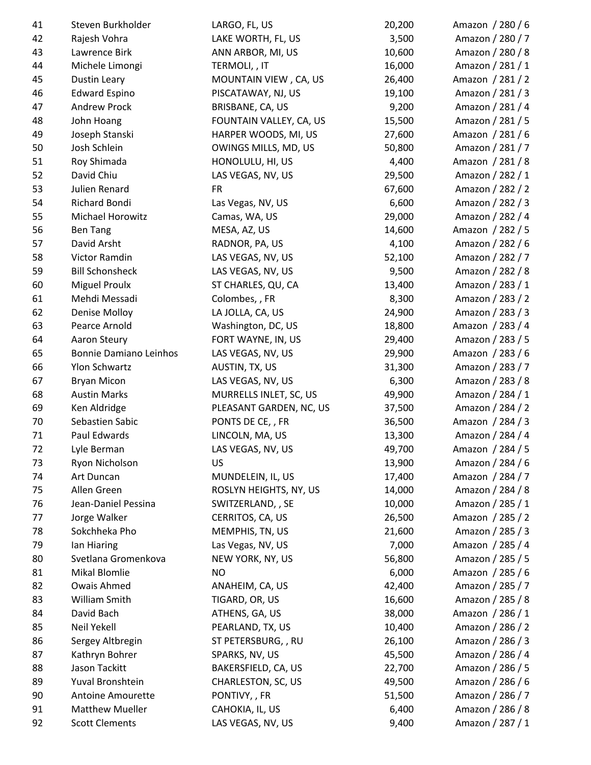| 41 | Steven Burkholder | LARGO, FL, US | 20,200 | Amazon / 280 / 6 |
|---|---|---|---|---|
| 42 | Rajesh Vohra | LAKE WORTH, FL, US | 3,500 | Amazon / 280 / 7 |
| 43 | Lawrence Birk | ANN ARBOR, MI, US | 10,600 | Amazon / 280 / 8 |
| 44 | Michele Limongi | TERMOLI, , IT | 16,000 | Amazon / 281 / 1 |
| 45 | Dustin Leary | MOUNTAIN VIEW , CA, US | 26,400 | Amazon / 281 / 2 |
| 46 | Edward Espino | PISCATAWAY, NJ, US | 19,100 | Amazon / 281 / 3 |
| 47 | Andrew Prock | BRISBANE, CA, US | 9,200 | Amazon / 281 / 4 |
| 48 | John Hoang | FOUNTAIN VALLEY, CA, US | 15,500 | Amazon / 281 / 5 |
| 49 | Joseph Stanski | HARPER WOODS, MI, US | 27,600 | Amazon / 281 / 6 |
| 50 | Josh Schlein | OWINGS MILLS, MD, US | 50,800 | Amazon / 281 / 7 |
| 51 | Roy Shimada | HONOLULU, HI, US | 4,400 | Amazon / 281 / 8 |
| 52 | David Chiu | LAS VEGAS, NV, US | 29,500 | Amazon / 282 / 1 |
| 53 | Julien Renard | FR | 67,600 | Amazon / 282 / 2 |
| 54 | Richard Bondi | Las Vegas, NV, US | 6,600 | Amazon / 282 / 3 |
| 55 | Michael Horowitz | Camas, WA, US | 29,000 | Amazon / 282 / 4 |
| 56 | Ben Tang | MESA, AZ, US | 14,600 | Amazon / 282 / 5 |
| 57 | David Arsht | RADNOR, PA, US | 4,100 | Amazon / 282 / 6 |
| 58 | Victor Ramdin | LAS VEGAS, NV, US | 52,100 | Amazon / 282 / 7 |
| 59 | Bill Schonsheck | LAS VEGAS, NV, US | 9,500 | Amazon / 282 / 8 |
| 60 | Miguel Proulx | ST CHARLES, QU, CA | 13,400 | Amazon / 283 / 1 |
| 61 | Mehdi Messadi | Colombes, , FR | 8,300 | Amazon / 283 / 2 |
| 62 | Denise Molloy | LA JOLLA, CA, US | 24,900 | Amazon / 283 / 3 |
| 63 | Pearce Arnold | Washington, DC, US | 18,800 | Amazon / 283 / 4 |
| 64 | Aaron Steury | FORT WAYNE, IN, US | 29,400 | Amazon / 283 / 5 |
| 65 | Bonnie Damiano Leinhos | LAS VEGAS, NV, US | 29,900 | Amazon / 283 / 6 |
| 66 | Ylon Schwartz | AUSTIN, TX, US | 31,300 | Amazon / 283 / 7 |
| 67 | Bryan Micon | LAS VEGAS, NV, US | 6,300 | Amazon / 283 / 8 |
| 68 | Austin Marks | MURRELLS INLET, SC, US | 49,900 | Amazon / 284 / 1 |
| 69 | Ken Aldridge | PLEASANT GARDEN, NC, US | 37,500 | Amazon / 284 / 2 |
| 70 | Sebastien Sabic | PONTS DE CE, , FR | 36,500 | Amazon / 284 / 3 |
| 71 | Paul Edwards | LINCOLN, MA, US | 13,300 | Amazon / 284 / 4 |
| 72 | Lyle Berman | LAS VEGAS, NV, US | 49,700 | Amazon / 284 / 5 |
| 73 | Ryon Nicholson | US | 13,900 | Amazon / 284 / 6 |
| 74 | Art Duncan | MUNDELEIN, IL, US | 17,400 | Amazon / 284 / 7 |
| 75 | Allen Green | ROSLYN HEIGHTS, NY, US | 14,000 | Amazon / 284 / 8 |
| 76 | Jean-Daniel Pessina | SWITZERLAND, , SE | 10,000 | Amazon / 285 / 1 |
| 77 | Jorge Walker | CERRITOS, CA, US | 26,500 | Amazon / 285 / 2 |
| 78 | Sokchheka Pho | MEMPHIS, TN, US | 21,600 | Amazon / 285 / 3 |
| 79 | Ian Hiaring | Las Vegas, NV, US | 7,000 | Amazon / 285 / 4 |
| 80 | Svetlana Gromenkova | NEW YORK, NY, US | 56,800 | Amazon / 285 / 5 |
| 81 | Mikal Blomlie | NO | 6,000 | Amazon / 285 / 6 |
| 82 | Owais Ahmed | ANAHEIM, CA, US | 42,400 | Amazon / 285 / 7 |
| 83 | William Smith | TIGARD, OR, US | 16,600 | Amazon / 285 / 8 |
| 84 | David Bach | ATHENS, GA, US | 38,000 | Amazon / 286 / 1 |
| 85 | Neil Yekell | PEARLAND, TX, US | 10,400 | Amazon / 286 / 2 |
| 86 | Sergey Altbregin | ST PETERSBURG, , RU | 26,100 | Amazon / 286 / 3 |
| 87 | Kathryn Bohrer | SPARKS, NV, US | 45,500 | Amazon / 286 / 4 |
| 88 | Jason Tackitt | BAKERSFIELD, CA, US | 22,700 | Amazon / 286 / 5 |
| 89 | Yuval Bronshtein | CHARLESTON, SC, US | 49,500 | Amazon / 286 / 6 |
| 90 | Antoine Amourette | PONTIVY, , FR | 51,500 | Amazon / 286 / 7 |
| 91 | Matthew Mueller | CAHOKIA, IL, US | 6,400 | Amazon / 286 / 8 |
| 92 | Scott Clements | LAS VEGAS, NV, US | 9,400 | Amazon / 287 / 1 |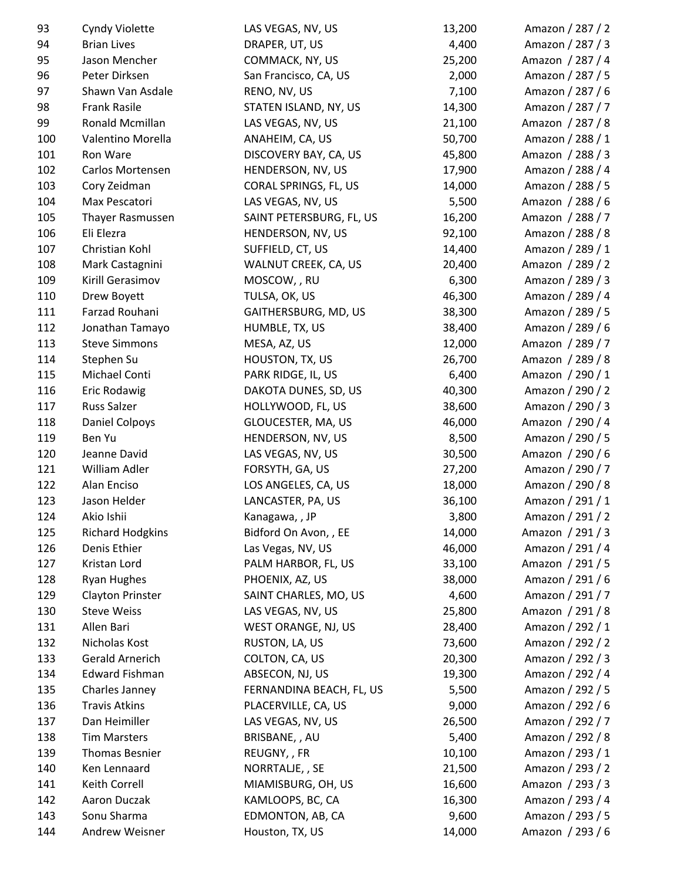| | | | | |
|---|---|---|---|---|
| 93 | Cyndy Violette | LAS VEGAS, NV, US | 13,200 | Amazon / 287 / 2 |
| 94 | Brian Lives | DRAPER, UT, US | 4,400 | Amazon / 287 / 3 |
| 95 | Jason Mencher | COMMACK, NY, US | 25,200 | Amazon / 287 / 4 |
| 96 | Peter Dirksen | San Francisco, CA, US | 2,000 | Amazon / 287 / 5 |
| 97 | Shawn Van Asdale | RENO, NV, US | 7,100 | Amazon / 287 / 6 |
| 98 | Frank Rasile | STATEN ISLAND, NY, US | 14,300 | Amazon / 287 / 7 |
| 99 | Ronald Mcmillan | LAS VEGAS, NV, US | 21,100 | Amazon / 287 / 8 |
| 100 | Valentino Morella | ANAHEIM, CA, US | 50,700 | Amazon / 288 / 1 |
| 101 | Ron Ware | DISCOVERY BAY, CA, US | 45,800 | Amazon / 288 / 3 |
| 102 | Carlos Mortensen | HENDERSON, NV, US | 17,900 | Amazon / 288 / 4 |
| 103 | Cory Zeidman | CORAL SPRINGS, FL, US | 14,000 | Amazon / 288 / 5 |
| 104 | Max Pescatori | LAS VEGAS, NV, US | 5,500 | Amazon / 288 / 6 |
| 105 | Thayer Rasmussen | SAINT PETERSBURG, FL, US | 16,200 | Amazon / 288 / 7 |
| 106 | Eli Elezra | HENDERSON, NV, US | 92,100 | Amazon / 288 / 8 |
| 107 | Christian Kohl | SUFFIELD, CT, US | 14,400 | Amazon / 289 / 1 |
| 108 | Mark Castagnini | WALNUT CREEK, CA, US | 20,400 | Amazon / 289 / 2 |
| 109 | Kirill Gerasimov | MOSCOW, , RU | 6,300 | Amazon / 289 / 3 |
| 110 | Drew Boyett | TULSA, OK, US | 46,300 | Amazon / 289 / 4 |
| 111 | Farzad Rouhani | GAITHERSBURG, MD, US | 38,300 | Amazon / 289 / 5 |
| 112 | Jonathan Tamayo | HUMBLE, TX, US | 38,400 | Amazon / 289 / 6 |
| 113 | Steve Simmons | MESA, AZ, US | 12,000 | Amazon / 289 / 7 |
| 114 | Stephen Su | HOUSTON, TX, US | 26,700 | Amazon / 289 / 8 |
| 115 | Michael Conti | PARK RIDGE, IL, US | 6,400 | Amazon / 290 / 1 |
| 116 | Eric Rodawig | DAKOTA DUNES, SD, US | 40,300 | Amazon / 290 / 2 |
| 117 | Russ Salzer | HOLLYWOOD, FL, US | 38,600 | Amazon / 290 / 3 |
| 118 | Daniel Colpoys | GLOUCESTER, MA, US | 46,000 | Amazon / 290 / 4 |
| 119 | Ben Yu | HENDERSON, NV, US | 8,500 | Amazon / 290 / 5 |
| 120 | Jeanne David | LAS VEGAS, NV, US | 30,500 | Amazon / 290 / 6 |
| 121 | William Adler | FORSYTH, GA, US | 27,200 | Amazon / 290 / 7 |
| 122 | Alan Enciso | LOS ANGELES, CA, US | 18,000 | Amazon / 290 / 8 |
| 123 | Jason Helder | LANCASTER, PA, US | 36,100 | Amazon / 291 / 1 |
| 124 | Akio Ishii | Kanagawa, , JP | 3,800 | Amazon / 291 / 2 |
| 125 | Richard Hodgkins | Bidford On Avon, , EE | 14,000 | Amazon / 291 / 3 |
| 126 | Denis Ethier | Las Vegas, NV, US | 46,000 | Amazon / 291 / 4 |
| 127 | Kristan Lord | PALM HARBOR, FL, US | 33,100 | Amazon / 291 / 5 |
| 128 | Ryan Hughes | PHOENIX, AZ, US | 38,000 | Amazon / 291 / 6 |
| 129 | Clayton Prinster | SAINT CHARLES, MO, US | 4,600 | Amazon / 291 / 7 |
| 130 | Steve Weiss | LAS VEGAS, NV, US | 25,800 | Amazon / 291 / 8 |
| 131 | Allen Bari | WEST ORANGE, NJ, US | 28,400 | Amazon / 292 / 1 |
| 132 | Nicholas Kost | RUSTON, LA, US | 73,600 | Amazon / 292 / 2 |
| 133 | Gerald Arnerich | COLTON, CA, US | 20,300 | Amazon / 292 / 3 |
| 134 | Edward Fishman | ABSECON, NJ, US | 19,300 | Amazon / 292 / 4 |
| 135 | Charles Janney | FERNANDINA BEACH, FL, US | 5,500 | Amazon / 292 / 5 |
| 136 | Travis Atkins | PLACERVILLE, CA, US | 9,000 | Amazon / 292 / 6 |
| 137 | Dan Heimiller | LAS VEGAS, NV, US | 26,500 | Amazon / 292 / 7 |
| 138 | Tim Marsters | BRISBANE, , AU | 5,400 | Amazon / 292 / 8 |
| 139 | Thomas Besnier | REUGNY, , FR | 10,100 | Amazon / 293 / 1 |
| 140 | Ken Lennaard | NORRTALJE, , SE | 21,500 | Amazon / 293 / 2 |
| 141 | Keith Correll | MIAMISBURG, OH, US | 16,600 | Amazon / 293 / 3 |
| 142 | Aaron Duczak | KAMLOOPS, BC, CA | 16,300 | Amazon / 293 / 4 |
| 143 | Sonu Sharma | EDMONTON, AB, CA | 9,600 | Amazon / 293 / 5 |
| 144 | Andrew Weisner | Houston, TX, US | 14,000 | Amazon / 293 / 6 |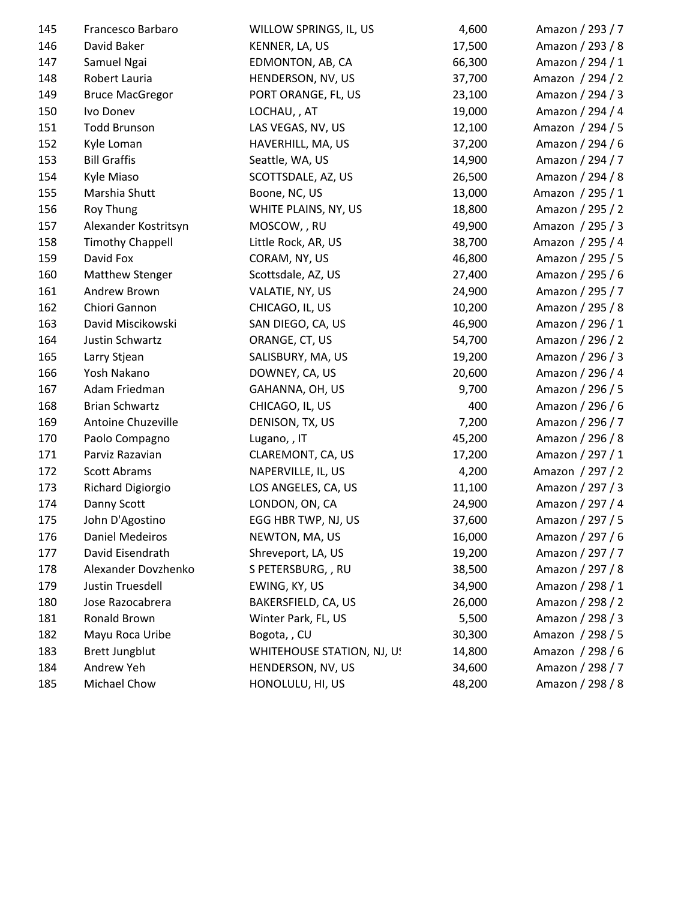| | | | | |
|---|---|---|---|---|
| 145 | Francesco Barbaro | WILLOW SPRINGS, IL, US | 4,600 | Amazon / 293 / 7 |
| 146 | David Baker | KENNER, LA, US | 17,500 | Amazon / 293 / 8 |
| 147 | Samuel Ngai | EDMONTON, AB, CA | 66,300 | Amazon / 294 / 1 |
| 148 | Robert Lauria | HENDERSON, NV, US | 37,700 | Amazon / 294 / 2 |
| 149 | Bruce MacGregor | PORT ORANGE, FL, US | 23,100 | Amazon / 294 / 3 |
| 150 | Ivo Donev | LOCHAU, , AT | 19,000 | Amazon / 294 / 4 |
| 151 | Todd Brunson | LAS VEGAS, NV, US | 12,100 | Amazon / 294 / 5 |
| 152 | Kyle Loman | HAVERHILL, MA, US | 37,200 | Amazon / 294 / 6 |
| 153 | Bill Graffis | Seattle, WA, US | 14,900 | Amazon / 294 / 7 |
| 154 | Kyle Miaso | SCOTTSDALE, AZ, US | 26,500 | Amazon / 294 / 8 |
| 155 | Marshia Shutt | Boone, NC, US | 13,000 | Amazon / 295 / 1 |
| 156 | Roy Thung | WHITE PLAINS, NY, US | 18,800 | Amazon / 295 / 2 |
| 157 | Alexander Kostritsyn | MOSCOW, , RU | 49,900 | Amazon / 295 / 3 |
| 158 | Timothy Chappell | Little Rock, AR, US | 38,700 | Amazon / 295 / 4 |
| 159 | David Fox | CORAM, NY, US | 46,800 | Amazon / 295 / 5 |
| 160 | Matthew Stenger | Scottsdale, AZ, US | 27,400 | Amazon / 295 / 6 |
| 161 | Andrew Brown | VALATIE, NY, US | 24,900 | Amazon / 295 / 7 |
| 162 | Chiori Gannon | CHICAGO, IL, US | 10,200 | Amazon / 295 / 8 |
| 163 | David Miscikowski | SAN DIEGO, CA, US | 46,900 | Amazon / 296 / 1 |
| 164 | Justin Schwartz | ORANGE, CT, US | 54,700 | Amazon / 296 / 2 |
| 165 | Larry Stjean | SALISBURY, MA, US | 19,200 | Amazon / 296 / 3 |
| 166 | Yosh Nakano | DOWNEY, CA, US | 20,600 | Amazon / 296 / 4 |
| 167 | Adam Friedman | GAHANNA, OH, US | 9,700 | Amazon / 296 / 5 |
| 168 | Brian Schwartz | CHICAGO, IL, US | 400 | Amazon / 296 / 6 |
| 169 | Antoine Chuzeville | DENISON, TX, US | 7,200 | Amazon / 296 / 7 |
| 170 | Paolo Compagno | Lugano, , IT | 45,200 | Amazon / 296 / 8 |
| 171 | Parviz Razavian | CLAREMONT, CA, US | 17,200 | Amazon / 297 / 1 |
| 172 | Scott Abrams | NAPERVILLE, IL, US | 4,200 | Amazon / 297 / 2 |
| 173 | Richard Digiorgio | LOS ANGELES, CA, US | 11,100 | Amazon / 297 / 3 |
| 174 | Danny Scott | LONDON, ON, CA | 24,900 | Amazon / 297 / 4 |
| 175 | John D'Agostino | EGG HBR TWP, NJ, US | 37,600 | Amazon / 297 / 5 |
| 176 | Daniel Medeiros | NEWTON, MA, US | 16,000 | Amazon / 297 / 6 |
| 177 | David Eisendrath | Shreveport, LA, US | 19,200 | Amazon / 297 / 7 |
| 178 | Alexander Dovzhenko | S PETERSBURG, , RU | 38,500 | Amazon / 297 / 8 |
| 179 | Justin Truesdell | EWING, KY, US | 34,900 | Amazon / 298 / 1 |
| 180 | Jose Razocabrera | BAKERSFIELD, CA, US | 26,000 | Amazon / 298 / 2 |
| 181 | Ronald Brown | Winter Park, FL, US | 5,500 | Amazon / 298 / 3 |
| 182 | Mayu Roca Uribe | Bogota, , CU | 30,300 | Amazon / 298 / 5 |
| 183 | Brett Jungblut | WHITEHOUSE STATION, NJ, U! | 14,800 | Amazon / 298 / 6 |
| 184 | Andrew Yeh | HENDERSON, NV, US | 34,600 | Amazon / 298 / 7 |
| 185 | Michael Chow | HONOLULU, HI, US | 48,200 | Amazon / 298 / 8 |